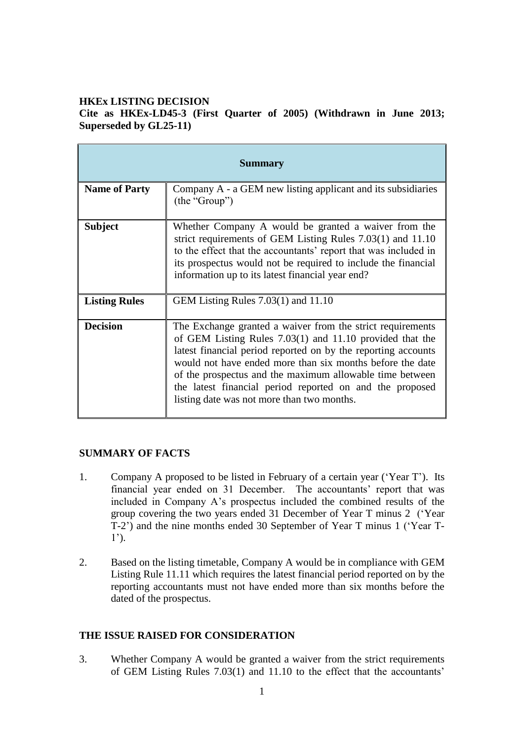**HKEx LISTING DECISION**

**Cite as HKEx-LD45-3 (First Quarter of 2005) (Withdrawn in June 2013; Superseded by GL25-11)**

| **Summary** | |
|---|---|
| **Name of Party** | Company A - a GEM new listing applicant and its subsidiaries (the "Group") |
| **Subject** | Whether Company A would be granted a waiver from the strict requirements of GEM Listing Rules 7.03(1) and 11.10 to the effect that the accountants' report that was included in its prospectus would not be required to include the financial information up to its latest financial year end? |
| **Listing Rules** | GEM Listing Rules 7.03(1) and 11.10 |
| **Decision** | The Exchange granted a waiver from the strict requirements of GEM Listing Rules 7.03(1) and 11.10 provided that the latest financial period reported on by the reporting accounts would not have ended more than six months before the date of the prospectus and the maximum allowable time between the latest financial period reported on and the proposed listing date was not more than two months. |

**SUMMARY OF FACTS**

1. Company A proposed to be listed in February of a certain year ('Year T'). Its financial year ended on 31 December. The accountants' report that was included in Company A's prospectus included the combined results of the group covering the two years ended 31 December of Year T minus 2 ('Year T-2') and the nine months ended 30 September of Year T minus 1 ('Year T-1').

2. Based on the listing timetable, Company A would be in compliance with GEM Listing Rule 11.11 which requires the latest financial period reported on by the reporting accountants must not have ended more than six months before the dated of the prospectus.

**THE ISSUE RAISED FOR CONSIDERATION**

3. Whether Company A would be granted a waiver from the strict requirements of GEM Listing Rules 7.03(1) and 11.10 to the effect that the accountants'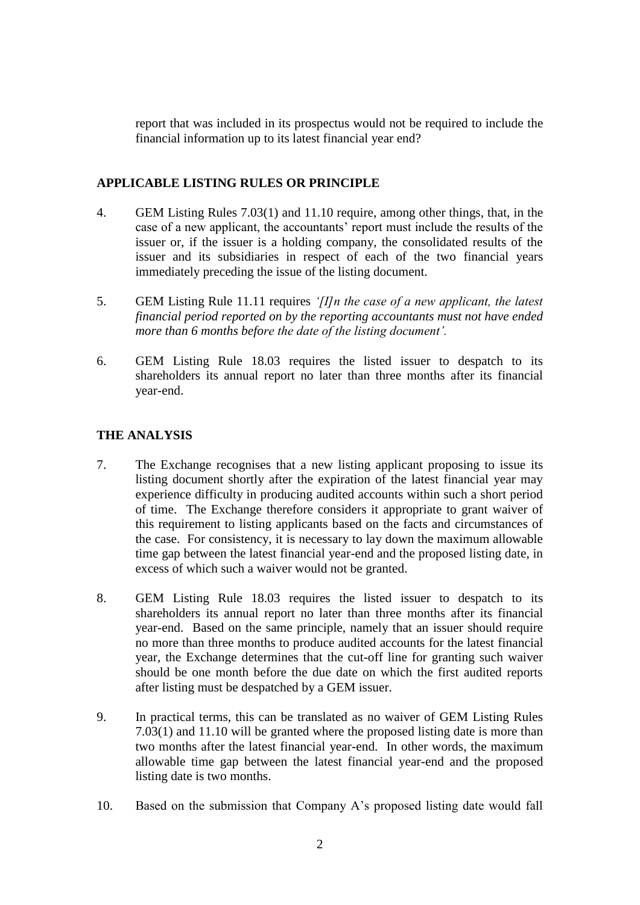report that was included in its prospectus would not be required to include the financial information up to its latest financial year end?

## APPLICABLE LISTING RULES OR PRINCIPLE

4. GEM Listing Rules 7.03(1) and 11.10 require, among other things, that, in the case of a new applicant, the accountants' report must include the results of the issuer or, if the issuer is a holding company, the consolidated results of the issuer and its subsidiaries in respect of each of the two financial years immediately preceding the issue of the listing document.

5. GEM Listing Rule 11.11 requires *'[I]n the case of a new applicant, the latest financial period reported on by the reporting accountants must not have ended more than 6 months before the date of the listing document'.*

6. GEM Listing Rule 18.03 requires the listed issuer to despatch to its shareholders its annual report no later than three months after its financial year-end.

## THE ANALYSIS

7. The Exchange recognises that a new listing applicant proposing to issue its listing document shortly after the expiration of the latest financial year may experience difficulty in producing audited accounts within such a short period of time. The Exchange therefore considers it appropriate to grant waiver of this requirement to listing applicants based on the facts and circumstances of the case. For consistency, it is necessary to lay down the maximum allowable time gap between the latest financial year-end and the proposed listing date, in excess of which such a waiver would not be granted.

8. GEM Listing Rule 18.03 requires the listed issuer to despatch to its shareholders its annual report no later than three months after its financial year-end. Based on the same principle, namely that an issuer should require no more than three months to produce audited accounts for the latest financial year, the Exchange determines that the cut-off line for granting such waiver should be one month before the due date on which the first audited reports after listing must be despatched by a GEM issuer.

9. In practical terms, this can be translated as no waiver of GEM Listing Rules 7.03(1) and 11.10 will be granted where the proposed listing date is more than two months after the latest financial year-end. In other words, the maximum allowable time gap between the latest financial year-end and the proposed listing date is two months.

10. Based on the submission that Company A's proposed listing date would fall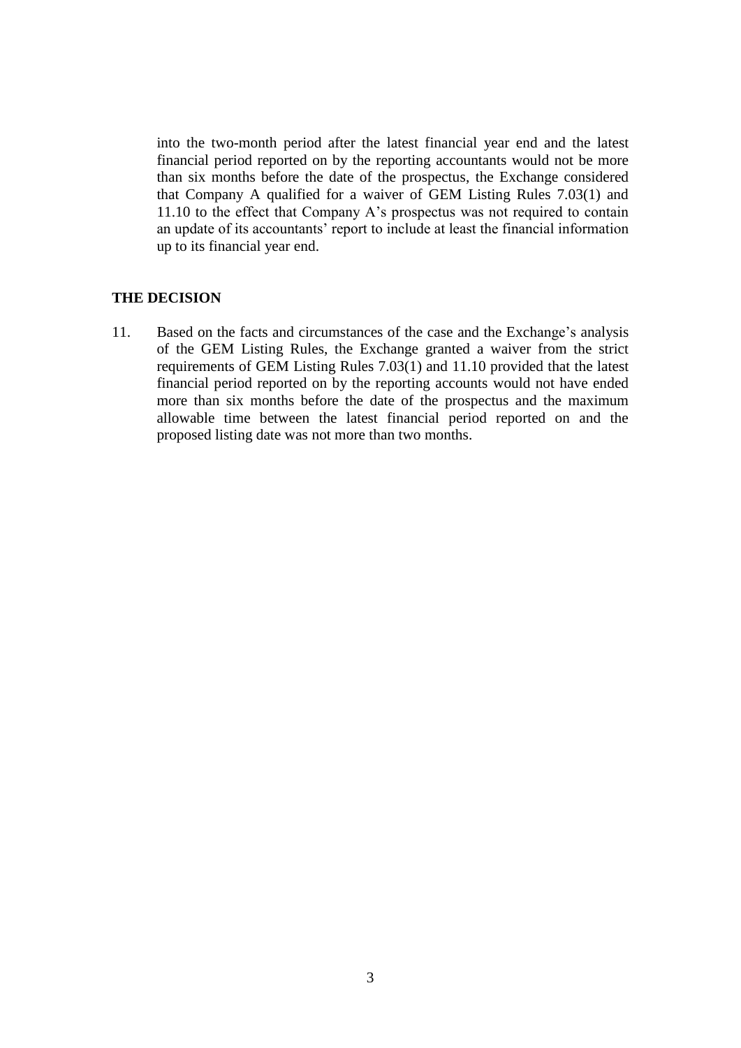into the two-month period after the latest financial year end and the latest financial period reported on by the reporting accountants would not be more than six months before the date of the prospectus, the Exchange considered that Company A qualified for a waiver of GEM Listing Rules 7.03(1) and 11.10 to the effect that Company A's prospectus was not required to contain an update of its accountants' report to include at least the financial information up to its financial year end.

## THE DECISION

11. Based on the facts and circumstances of the case and the Exchange's analysis of the GEM Listing Rules, the Exchange granted a waiver from the strict requirements of GEM Listing Rules 7.03(1) and 11.10 provided that the latest financial period reported on by the reporting accounts would not have ended more than six months before the date of the prospectus and the maximum allowable time between the latest financial period reported on and the proposed listing date was not more than two months.